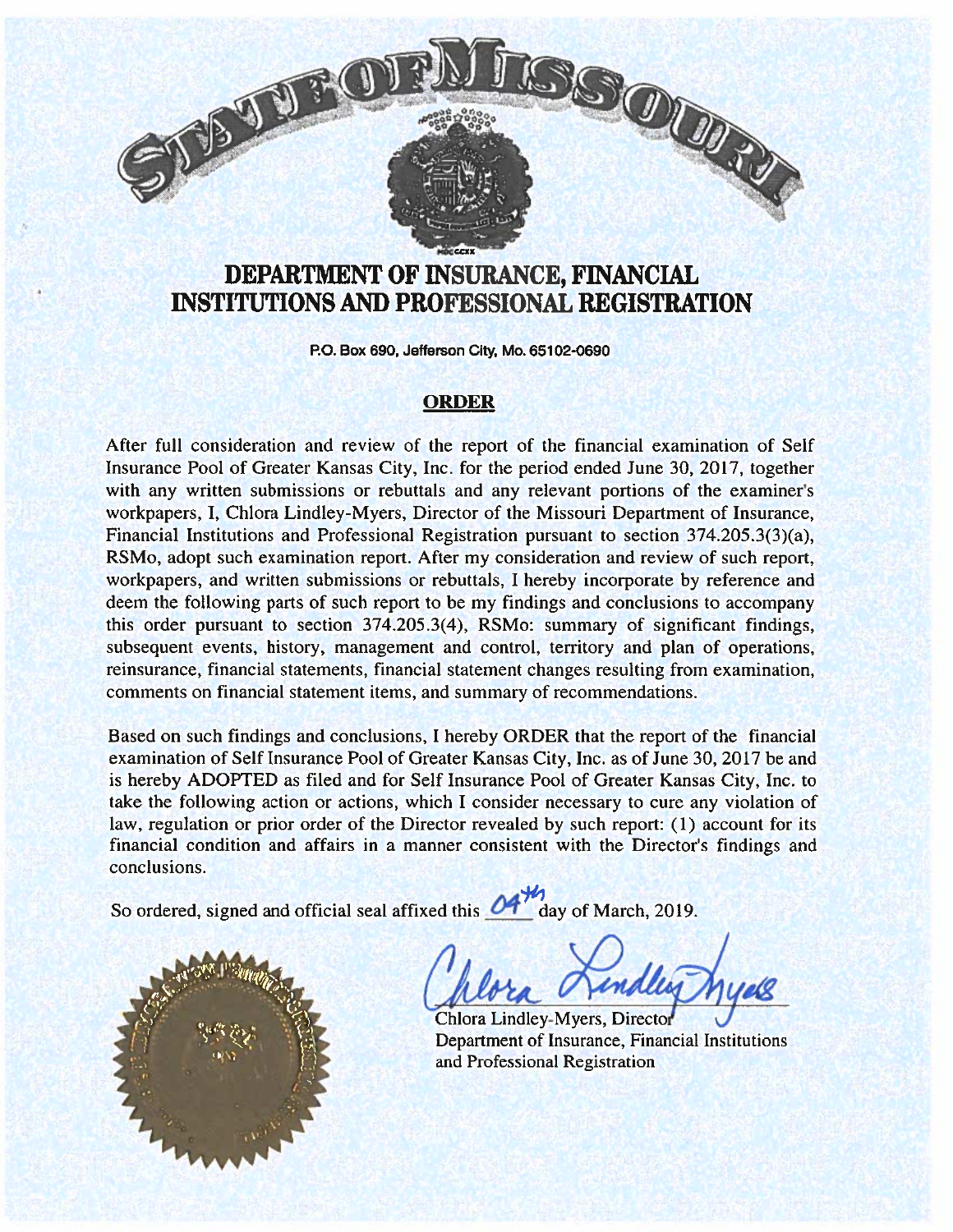# STATE OF MISSOURI

## DEPARTMENT OF INSURANCE, FINANCIAL INSTITUTIONS AND PROFESSIONAL REGISTRATION

P.O. Box 690, Jefferson City, Mo. 65102-0690

### ORDER

After full consideration and review of the report of the financial examination of Self Insurance Pool of Greater Kansas City, Inc. for the period ended June 30, 2017, together with any written submissions or rebuttals and any relevant portions of the examiner's workpapers, I, Chlora Lindley-Myers, Director of the Missouri Department of Insurance, Financial Institutions and Professional Registration pursuant to section 374.205.3(3)(a), RSMo, adopt such examination report. After my consideration and review of such report, workpapers, and written submissions or rebuttals, I hereby incorporate by reference and deem the following parts of such report to be my findings and conclusions to accompany this order pursuant to section 374.205.3(4), RSMo: summary of significant findings, subsequent events, history, management and control, territory and plan of operations, reinsurance, financial statements, financial statement changes resulting from examination, comments on financial statement items, and summary of recommendations.

Based on such findings and conclusions, I hereby ORDER that the report of the financial examination of Self Insurance Pool of Greater Kansas City, Inc. as of June 30, 2017 be and is hereby ADOPTED as filed and for Self Insurance Pool of Greater Kansas City, Inc. to take the following action or actions, which I consider necessary to cure any violation of law, regulation or prior order of the Director revealed by such report: (1) account for its financial condition and affairs in a manner consistent with the Director's findings and conclusions.

So ordered, signed and official seal affixed this 04th day of March, 2019.

Chlora Lindley-Myers, Director
Department of Insurance, Financial Institutions and Professional Registration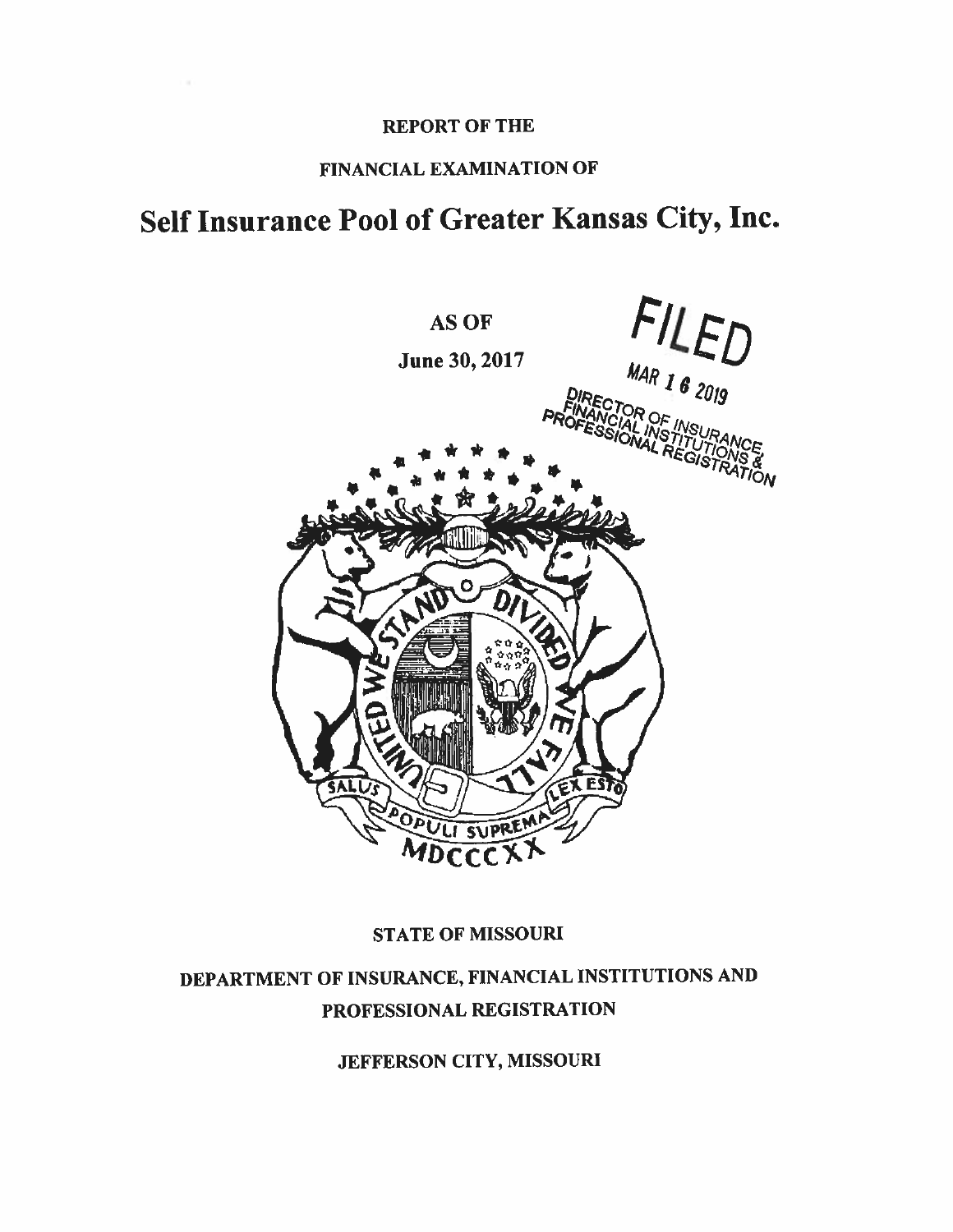REPORT OF THE

FINANCIAL EXAMINATION OF

# Self Insurance Pool of Greater Kansas City, Inc.

AS OF

June 30, 2017

FILED

MAR 16 2019

DIRECTOR OF INSURANCE, FINANCIAL INSTITUTIONS & PROFESSIONAL REGISTRATION

STATE OF MISSOURI

DEPARTMENT OF INSURANCE, FINANCIAL INSTITUTIONS AND PROFESSIONAL REGISTRATION

JEFFERSON CITY, MISSOURI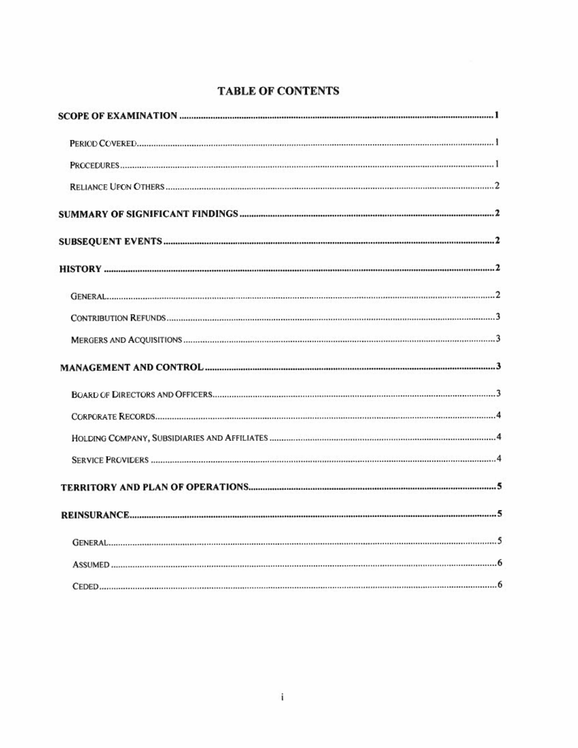# TABLE OF CONTENTS

**SCOPE OF EXAMINATION** ........................................ 1

- Period Covered ........................................ 1
- Procedures ........................................ 1
- Reliance Upon Others ........................................ 2

**SUMMARY OF SIGNIFICANT FINDINGS** ........................................ 2

**SUBSEQUENT EVENTS** ........................................ 2

**HISTORY** ........................................ 2

- General ........................................ 2
- Contribution Refunds ........................................ 3
- Mergers and Acquisitions ........................................ 3

**MANAGEMENT AND CONTROL** ........................................ 3

- Board of Directors and Officers ........................................ 3
- Corporate Records ........................................ 4
- Holding Company, Subsidiaries and Affiliates ........................................ 4
- Service Providers ........................................ 4

**TERRITORY AND PLAN OF OPERATIONS** ........................................ 5

**REINSURANCE** ........................................ 5

- General ........................................ 5
- Assumed ........................................ 6
- Ceded ........................................ 6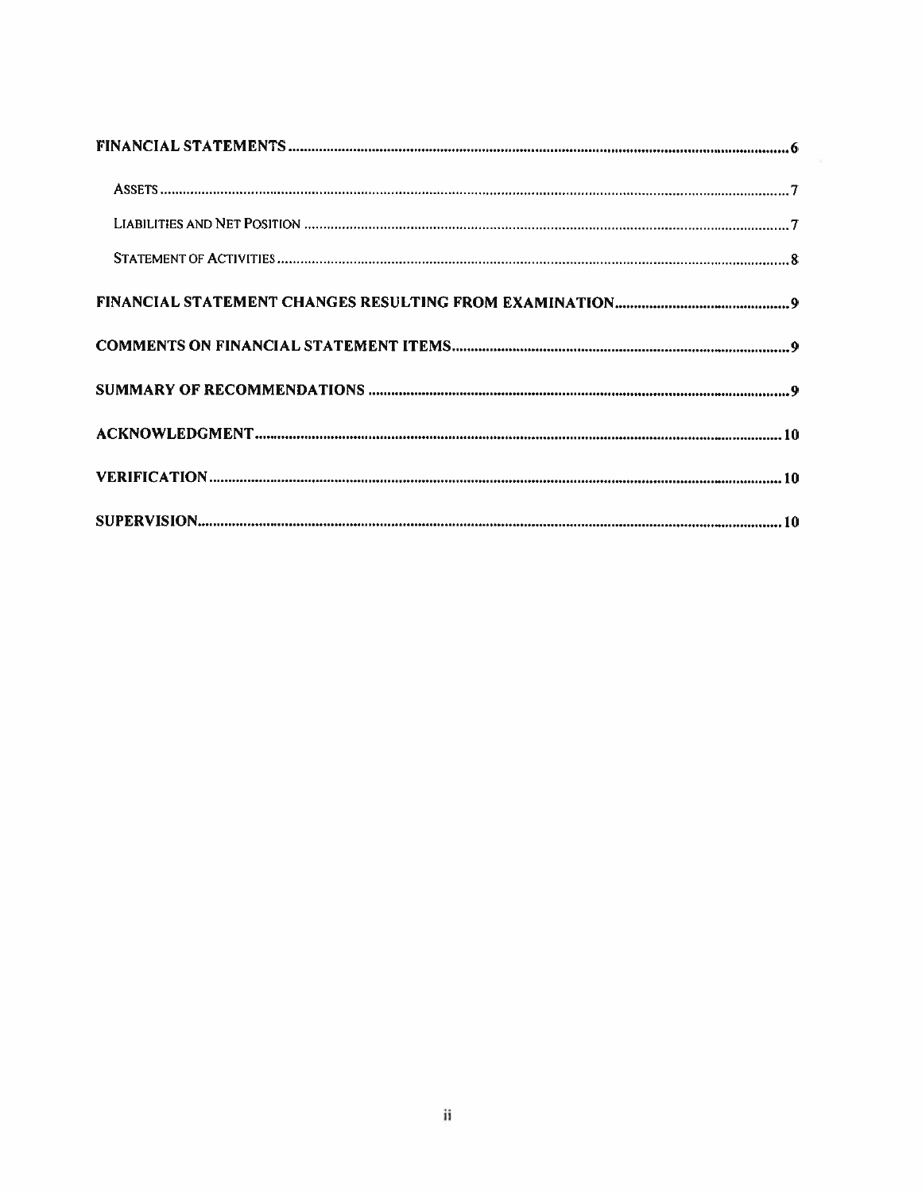**FINANCIAL STATEMENTS** ........................................................................ 6

- ASSETS ........................................................................ 7
- LIABILITIES AND NET POSITION ........................................................................ 7
- STATEMENT OF ACTIVITIES ........................................................................ 8

**FINANCIAL STATEMENT CHANGES RESULTING FROM EXAMINATION** ........................................ 9

**COMMENTS ON FINANCIAL STATEMENT ITEMS** ........................................................................ 9

**SUMMARY OF RECOMMENDATIONS** ........................................................................ 9

**ACKNOWLEDGMENT** ........................................................................ 10

**VERIFICATION** ........................................................................ 10

**SUPERVISION** ........................................................................ 10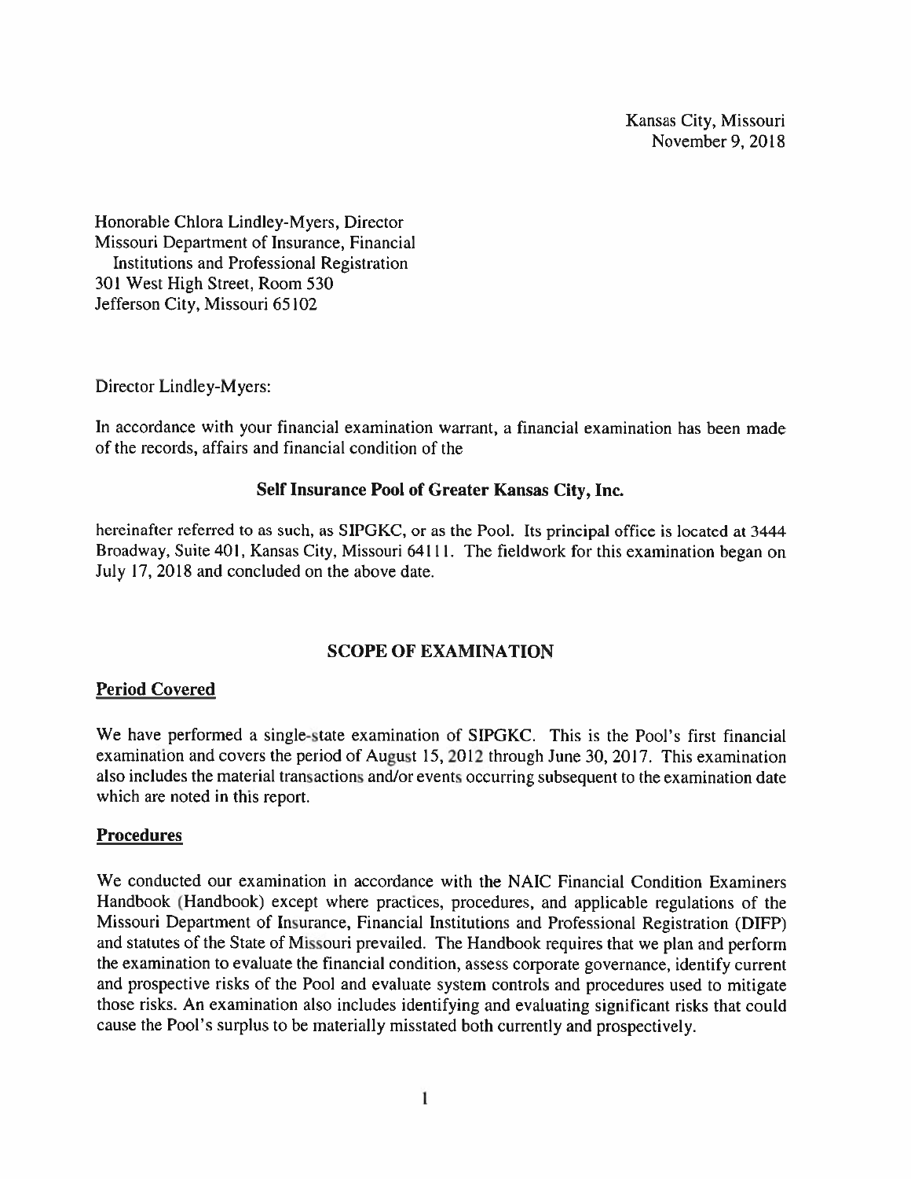Kansas City, Missouri
November 9, 2018

Honorable Chlora Lindley-Myers, Director
Missouri Department of Insurance, Financial
Institutions and Professional Registration
301 West High Street, Room 530
Jefferson City, Missouri 65102

Director Lindley-Myers:

In accordance with your financial examination warrant, a financial examination has been made of the records, affairs and financial condition of the

**Self Insurance Pool of Greater Kansas City, Inc.**

hereinafter referred to as such, as SIPGKC, or as the Pool. Its principal office is located at 3444 Broadway, Suite 401, Kansas City, Missouri 64111. The fieldwork for this examination began on July 17, 2018 and concluded on the above date.

## SCOPE OF EXAMINATION

### Period Covered

We have performed a single-state examination of SIPGKC. This is the Pool's first financial examination and covers the period of August 15, 2012 through June 30, 2017. This examination also includes the material transactions and/or events occurring subsequent to the examination date which are noted in this report.

### Procedures

We conducted our examination in accordance with the NAIC Financial Condition Examiners Handbook (Handbook) except where practices, procedures, and applicable regulations of the Missouri Department of Insurance, Financial Institutions and Professional Registration (DIFP) and statutes of the State of Missouri prevailed. The Handbook requires that we plan and perform the examination to evaluate the financial condition, assess corporate governance, identify current and prospective risks of the Pool and evaluate system controls and procedures used to mitigate those risks. An examination also includes identifying and evaluating significant risks that could cause the Pool's surplus to be materially misstated both currently and prospectively.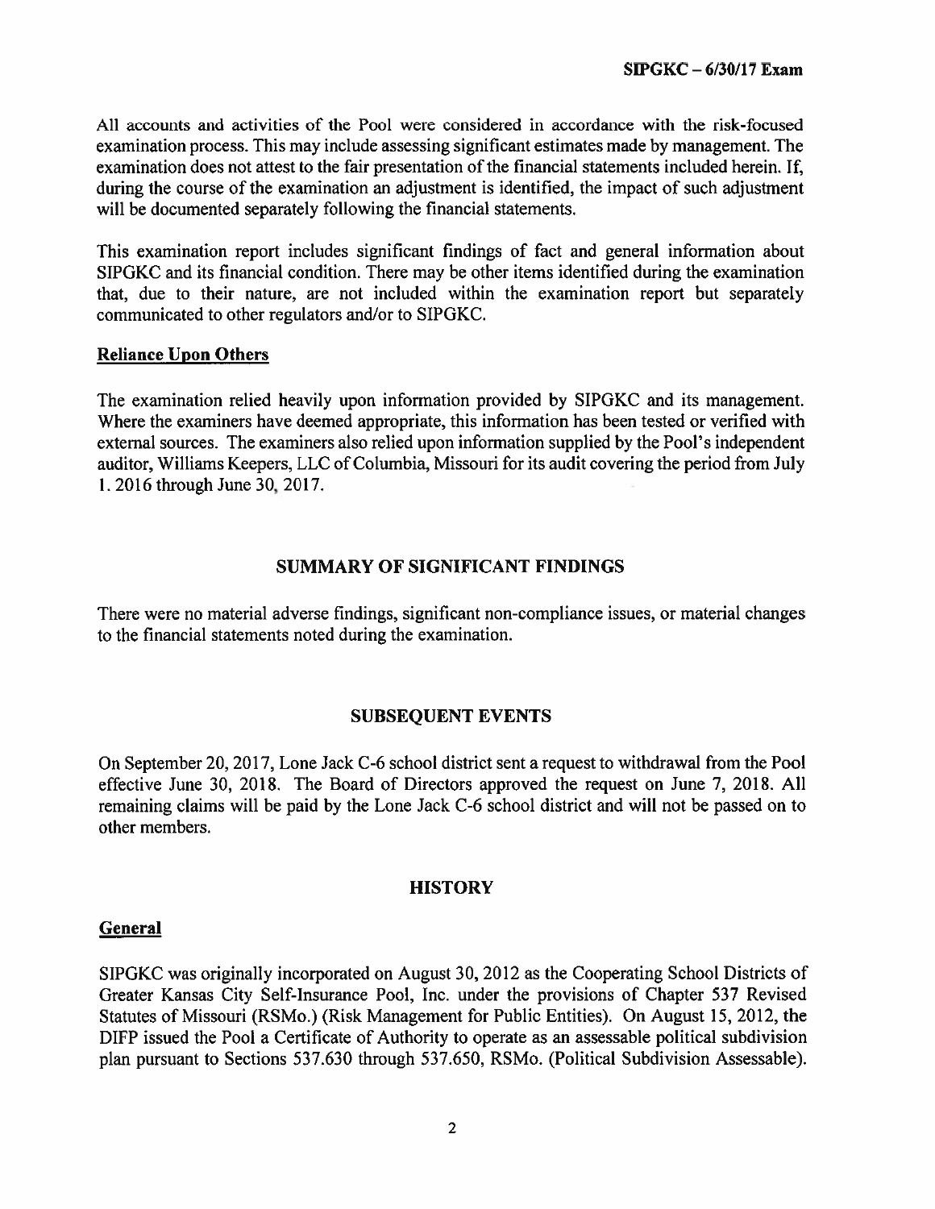All accounts and activities of the Pool were considered in accordance with the risk-focused examination process. This may include assessing significant estimates made by management. The examination does not attest to the fair presentation of the financial statements included herein. If, during the course of the examination an adjustment is identified, the impact of such adjustment will be documented separately following the financial statements.

This examination report includes significant findings of fact and general information about SIPGKC and its financial condition. There may be other items identified during the examination that, due to their nature, are not included within the examination report but separately communicated to other regulators and/or to SIPGKC.

**Reliance Upon Others**

The examination relied heavily upon information provided by SIPGKC and its management. Where the examiners have deemed appropriate, this information has been tested or verified with external sources. The examiners also relied upon information supplied by the Pool's independent auditor, Williams Keepers, LLC of Columbia, Missouri for its audit covering the period from July 1. 2016 through June 30, 2017.

## SUMMARY OF SIGNIFICANT FINDINGS

There were no material adverse findings, significant non-compliance issues, or material changes to the financial statements noted during the examination.

## SUBSEQUENT EVENTS

On September 20, 2017, Lone Jack C-6 school district sent a request to withdrawal from the Pool effective June 30, 2018. The Board of Directors approved the request on June 7, 2018. All remaining claims will be paid by the Lone Jack C-6 school district and will not be passed on to other members.

## HISTORY

**General**

SIPGKC was originally incorporated on August 30, 2012 as the Cooperating School Districts of Greater Kansas City Self-Insurance Pool, Inc. under the provisions of Chapter 537 Revised Statutes of Missouri (RSMo.) (Risk Management for Public Entities). On August 15, 2012, the DIFP issued the Pool a Certificate of Authority to operate as an assessable political subdivision plan pursuant to Sections 537.630 through 537.650, RSMo. (Political Subdivision Assessable).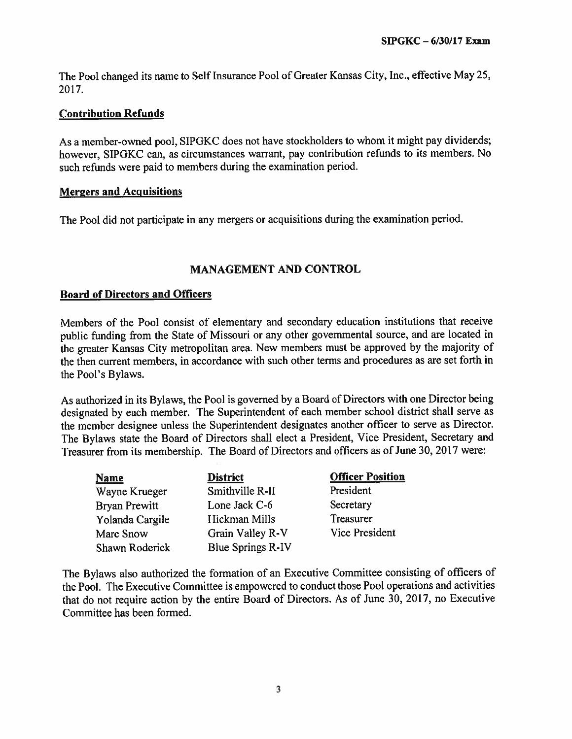The Pool changed its name to Self Insurance Pool of Greater Kansas City, Inc., effective May 25, 2017.

**Contribution Refunds**

As a member-owned pool, SIPGKC does not have stockholders to whom it might pay dividends; however, SIPGKC can, as circumstances warrant, pay contribution refunds to its members. No such refunds were paid to members during the examination period.

**Mergers and Acquisitions**

The Pool did not participate in any mergers or acquisitions during the examination period.

## MANAGEMENT AND CONTROL

**Board of Directors and Officers**

Members of the Pool consist of elementary and secondary education institutions that receive public funding from the State of Missouri or any other governmental source, and are located in the greater Kansas City metropolitan area. New members must be approved by the majority of the then current members, in accordance with such other terms and procedures as are set forth in the Pool's Bylaws.

As authorized in its Bylaws, the Pool is governed by a Board of Directors with one Director being designated by each member. The Superintendent of each member school district shall serve as the member designee unless the Superintendent designates another officer to serve as Director. The Bylaws state the Board of Directors shall elect a President, Vice President, Secretary and Treasurer from its membership. The Board of Directors and officers as of June 30, 2017 were:

| Name | District | Officer Position |
|---|---|---|
| Wayne Krueger | Smithville R-II | President |
| Bryan Prewitt | Lone Jack C-6 | Secretary |
| Yolanda Cargile | Hickman Mills | Treasurer |
| Marc Snow | Grain Valley R-V | Vice President |
| Shawn Roderick | Blue Springs R-IV | |

The Bylaws also authorized the formation of an Executive Committee consisting of officers of the Pool. The Executive Committee is empowered to conduct those Pool operations and activities that do not require action by the entire Board of Directors. As of June 30, 2017, no Executive Committee has been formed.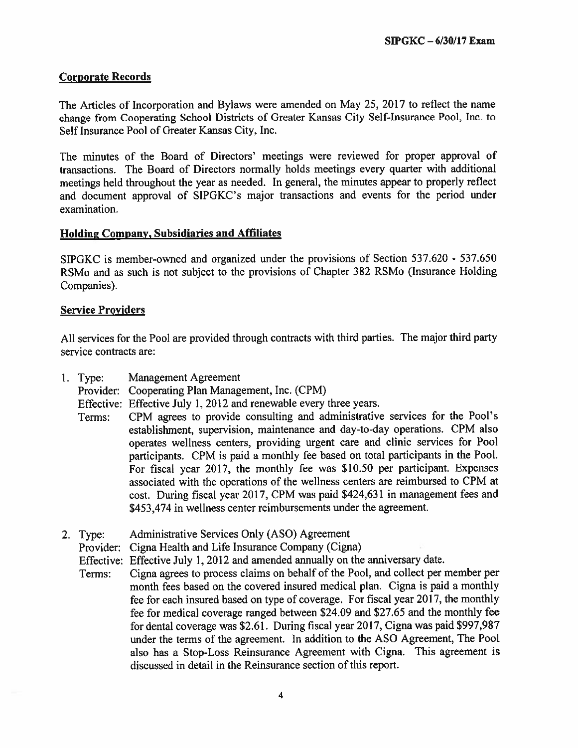## Corporate Records

The Articles of Incorporation and Bylaws were amended on May 25, 2017 to reflect the name change from Cooperating School Districts of Greater Kansas City Self-Insurance Pool, Inc. to Self Insurance Pool of Greater Kansas City, Inc.

The minutes of the Board of Directors' meetings were reviewed for proper approval of transactions. The Board of Directors normally holds meetings every quarter with additional meetings held throughout the year as needed. In general, the minutes appear to properly reflect and document approval of SIPGKC's major transactions and events for the period under examination.

## Holding Company, Subsidiaries and Affiliates

SIPGKC is member-owned and organized under the provisions of Section 537.620 - 537.650 RSMo and as such is not subject to the provisions of Chapter 382 RSMo (Insurance Holding Companies).

## Service Providers

All services for the Pool are provided through contracts with third parties. The major third party service contracts are:

1. Type: Management Agreement
   Provider: Cooperating Plan Management, Inc. (CPM)
   Effective: Effective July 1, 2012 and renewable every three years.
   Terms: CPM agrees to provide consulting and administrative services for the Pool's establishment, supervision, maintenance and day-to-day operations. CPM also operates wellness centers, providing urgent care and clinic services for Pool participants. CPM is paid a monthly fee based on total participants in the Pool. For fiscal year 2017, the monthly fee was $10.50 per participant. Expenses associated with the operations of the wellness centers are reimbursed to CPM at cost. During fiscal year 2017, CPM was paid $424,631 in management fees and $453,474 in wellness center reimbursements under the agreement.

2. Type: Administrative Services Only (ASO) Agreement
   Provider: Cigna Health and Life Insurance Company (Cigna)
   Effective: Effective July 1, 2012 and amended annually on the anniversary date.
   Terms: Cigna agrees to process claims on behalf of the Pool, and collect per member per month fees based on the covered insured medical plan. Cigna is paid a monthly fee for each insured based on type of coverage. For fiscal year 2017, the monthly fee for medical coverage ranged between $24.09 and $27.65 and the monthly fee for dental coverage was $2.61. During fiscal year 2017, Cigna was paid $997,987 under the terms of the agreement. In addition to the ASO Agreement, The Pool also has a Stop-Loss Reinsurance Agreement with Cigna. This agreement is discussed in detail in the Reinsurance section of this report.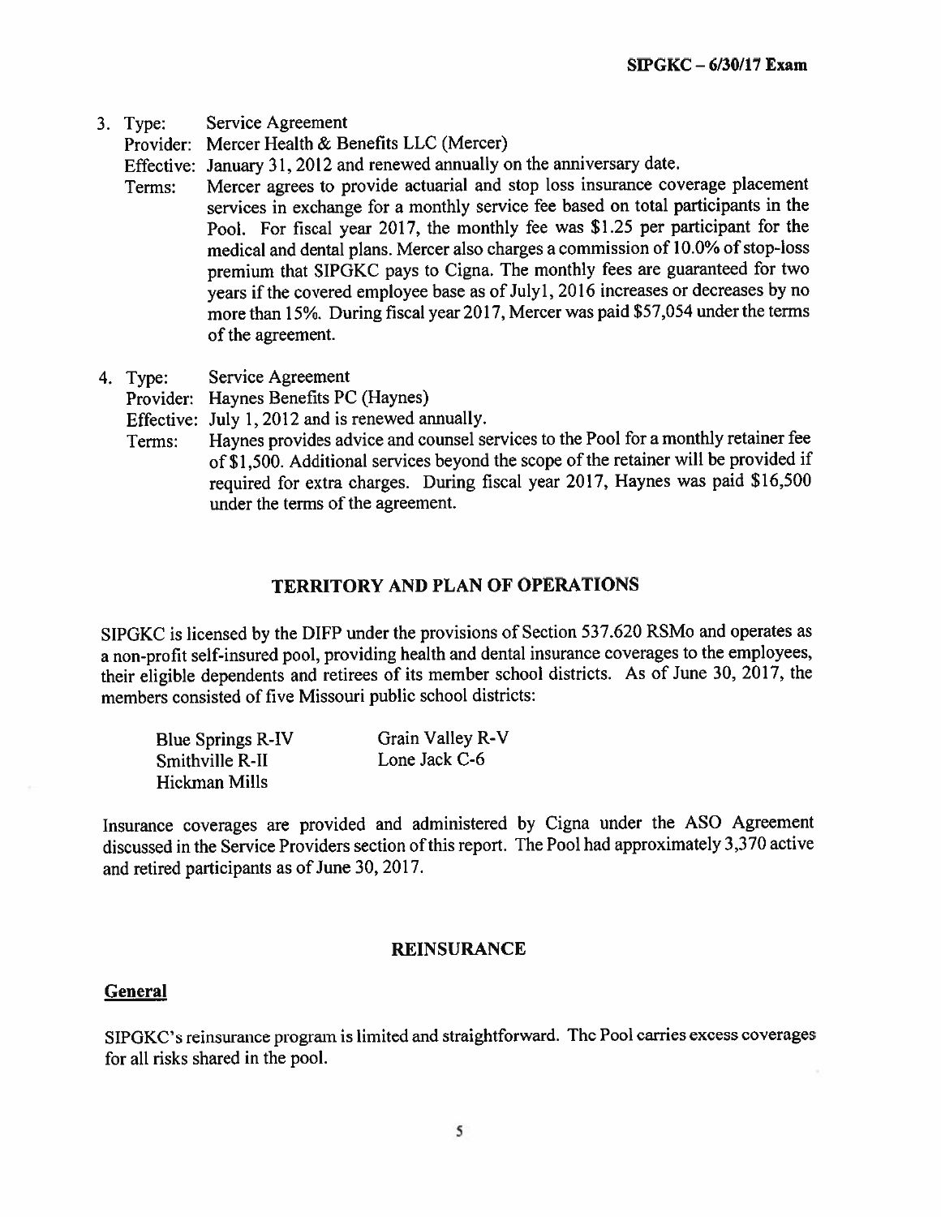3. Type: Service Agreement

   Provider: Mercer Health & Benefits LLC (Mercer)

   Effective: January 31, 2012 and renewed annually on the anniversary date.

   Terms: Mercer agrees to provide actuarial and stop loss insurance coverage placement services in exchange for a monthly service fee based on total participants in the Pool. For fiscal year 2017, the monthly fee was $1.25 per participant for the medical and dental plans. Mercer also charges a commission of 10.0% of stop-loss premium that SIPGKC pays to Cigna. The monthly fees are guaranteed for two years if the covered employee base as of July1, 2016 increases or decreases by no more than 15%. During fiscal year 2017, Mercer was paid $57,054 under the terms of the agreement.

4. Type: Service Agreement

   Provider: Haynes Benefits PC (Haynes)

   Effective: July 1, 2012 and is renewed annually.

   Terms: Haynes provides advice and counsel services to the Pool for a monthly retainer fee of $1,500. Additional services beyond the scope of the retainer will be provided if required for extra charges. During fiscal year 2017, Haynes was paid $16,500 under the terms of the agreement.

## TERRITORY AND PLAN OF OPERATIONS

SIPGKC is licensed by the DIFP under the provisions of Section 537.620 RSMo and operates as a non-profit self-insured pool, providing health and dental insurance coverages to the employees, their eligible dependents and retirees of its member school districts. As of June 30, 2017, the members consisted of five Missouri public school districts:

| | |
|---|---|
| Blue Springs R-IV | Grain Valley R-V |
| Smithville R-II | Lone Jack C-6 |
| Hickman Mills | |

Insurance coverages are provided and administered by Cigna under the ASO Agreement discussed in the Service Providers section of this report. The Pool had approximately 3,370 active and retired participants as of June 30, 2017.

## REINSURANCE

### General

SIPGKC's reinsurance program is limited and straightforward. The Pool carries excess coverages for all risks shared in the pool.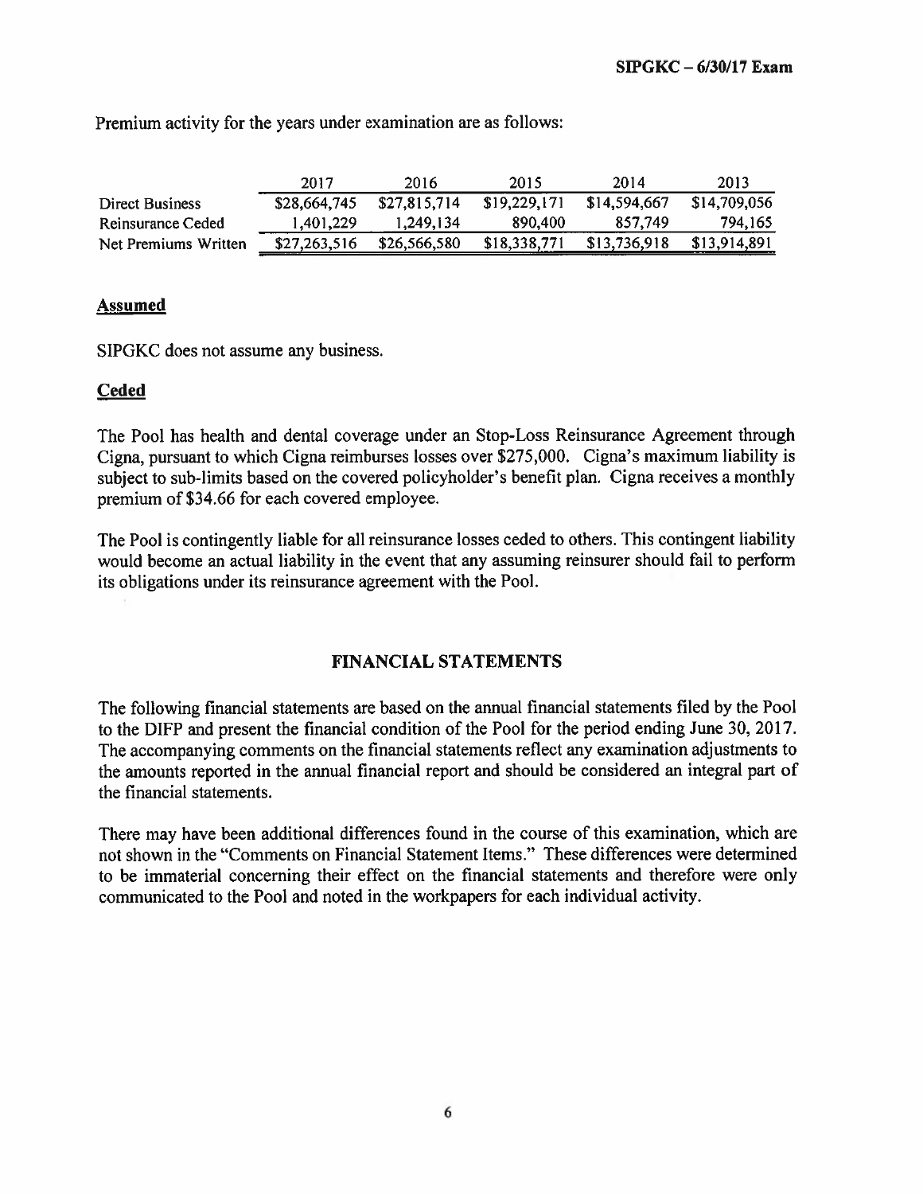Premium activity for the years under examination are as follows:

| | 2017 | 2016 | 2015 | 2014 | 2013 |
|---|---|---|---|---|---|
| Direct Business | $28,664,745 | $27,815,714 | $19,229,171 | $14,594,667 | $14,709,056 |
| Reinsurance Ceded | 1,401,229 | 1,249,134 | 890,400 | 857,749 | 794,165 |
| Net Premiums Written | $27,263,516 | $26,566,580 | $18,338,771 | $13,736,918 | $13,914,891 |

**Assumed**

SIPGKC does not assume any business.

**Ceded**

The Pool has health and dental coverage under an Stop-Loss Reinsurance Agreement through Cigna, pursuant to which Cigna reimburses losses over $275,000. Cigna's maximum liability is subject to sub-limits based on the covered policyholder's benefit plan. Cigna receives a monthly premium of $34.66 for each covered employee.

The Pool is contingently liable for all reinsurance losses ceded to others. This contingent liability would become an actual liability in the event that any assuming reinsurer should fail to perform its obligations under its reinsurance agreement with the Pool.

## FINANCIAL STATEMENTS

The following financial statements are based on the annual financial statements filed by the Pool to the DIFP and present the financial condition of the Pool for the period ending June 30, 2017. The accompanying comments on the financial statements reflect any examination adjustments to the amounts reported in the annual financial report and should be considered an integral part of the financial statements.

There may have been additional differences found in the course of this examination, which are not shown in the "Comments on Financial Statement Items." These differences were determined to be immaterial concerning their effect on the financial statements and therefore were only communicated to the Pool and noted in the workpapers for each individual activity.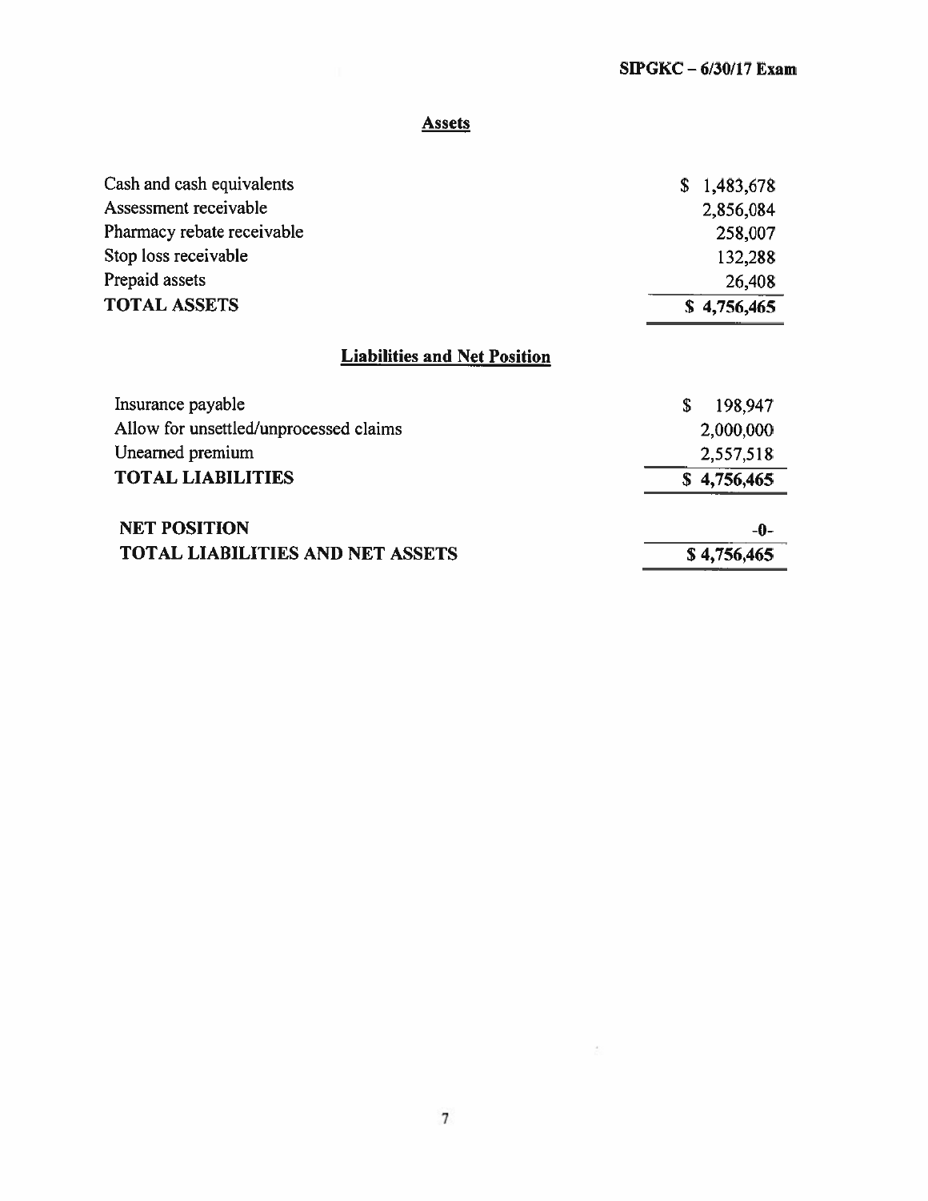## Assets

| | |
|---|---|
| Cash and cash equivalents | $ 1,483,678 |
| Assessment receivable | 2,856,084 |
| Pharmacy rebate receivable | 258,007 |
| Stop loss receivable | 132,288 |
| Prepaid assets | 26,408 |
| **TOTAL ASSETS** | **$ 4,756,465** |

## Liabilities and Net Position

| | |
|---|---|
| Insurance payable | $ 198,947 |
| Allow for unsettled/unprocessed claims | 2,000,000 |
| Unearned premium | 2,557,518 |
| **TOTAL LIABILITIES** | $ 4,756,465 |
| **NET POSITION** | **-0-** |
| **TOTAL LIABILITIES AND NET ASSETS** | **$ 4,756,465** |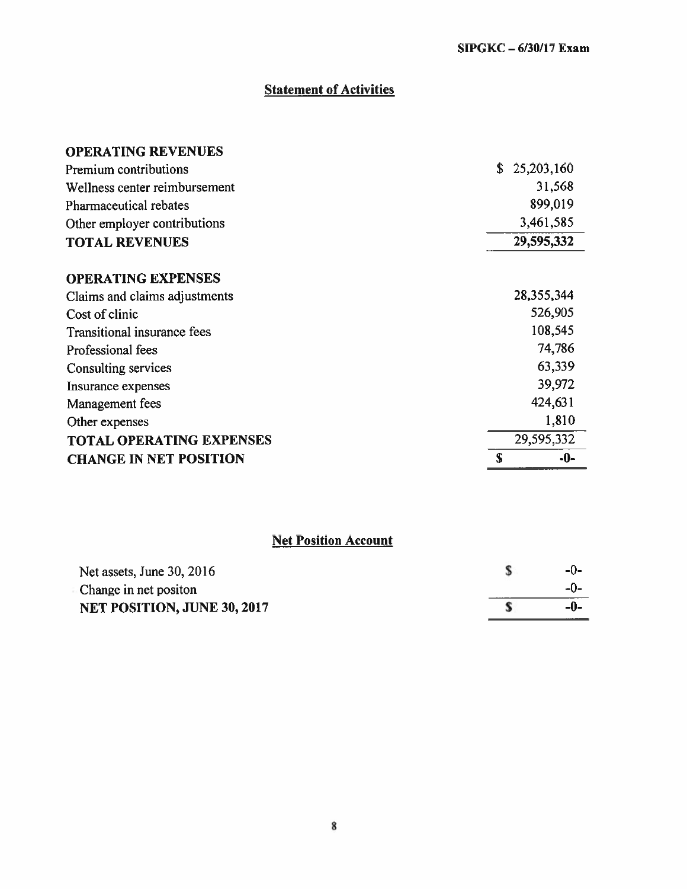## Statement of Activities

| | |
|---|---|
| **OPERATING REVENUES** | |
| Premium contributions | $ 25,203,160 |
| Wellness center reimbursement | 31,568 |
| Pharmaceutical rebates | 899,019 |
| Other employer contributions | 3,461,585 |
| **TOTAL REVENUES** | **29,595,332** |
| | |
| **OPERATING EXPENSES** | |
| Claims and claims adjustments | 28,355,344 |
| Cost of clinic | 526,905 |
| Transitional insurance fees | 108,545 |
| Professional fees | 74,786 |
| Consulting services | 63,339 |
| Insurance expenses | 39,972 |
| Management fees | 424,631 |
| Other expenses | 1,810 |
| **TOTAL OPERATING EXPENSES** | 29,595,332 |
| **CHANGE IN NET POSITION** | **$ -0-** |

## Net Position Account

| | |
|---|---|
| Net assets, June 30, 2016 | $ -0- |
| Change in net positon | -0- |
| **NET POSITION, JUNE 30, 2017** | **$ -0-** |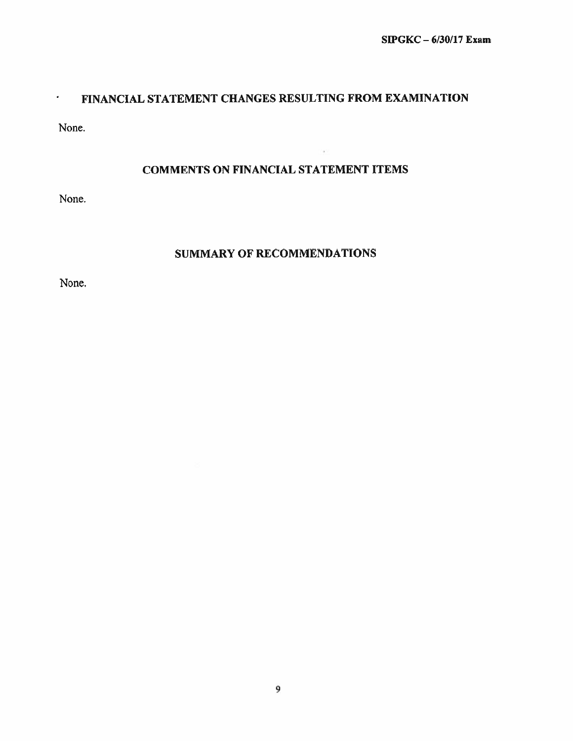## FINANCIAL STATEMENT CHANGES RESULTING FROM EXAMINATION

None.

## COMMENTS ON FINANCIAL STATEMENT ITEMS

None.

## SUMMARY OF RECOMMENDATIONS

None.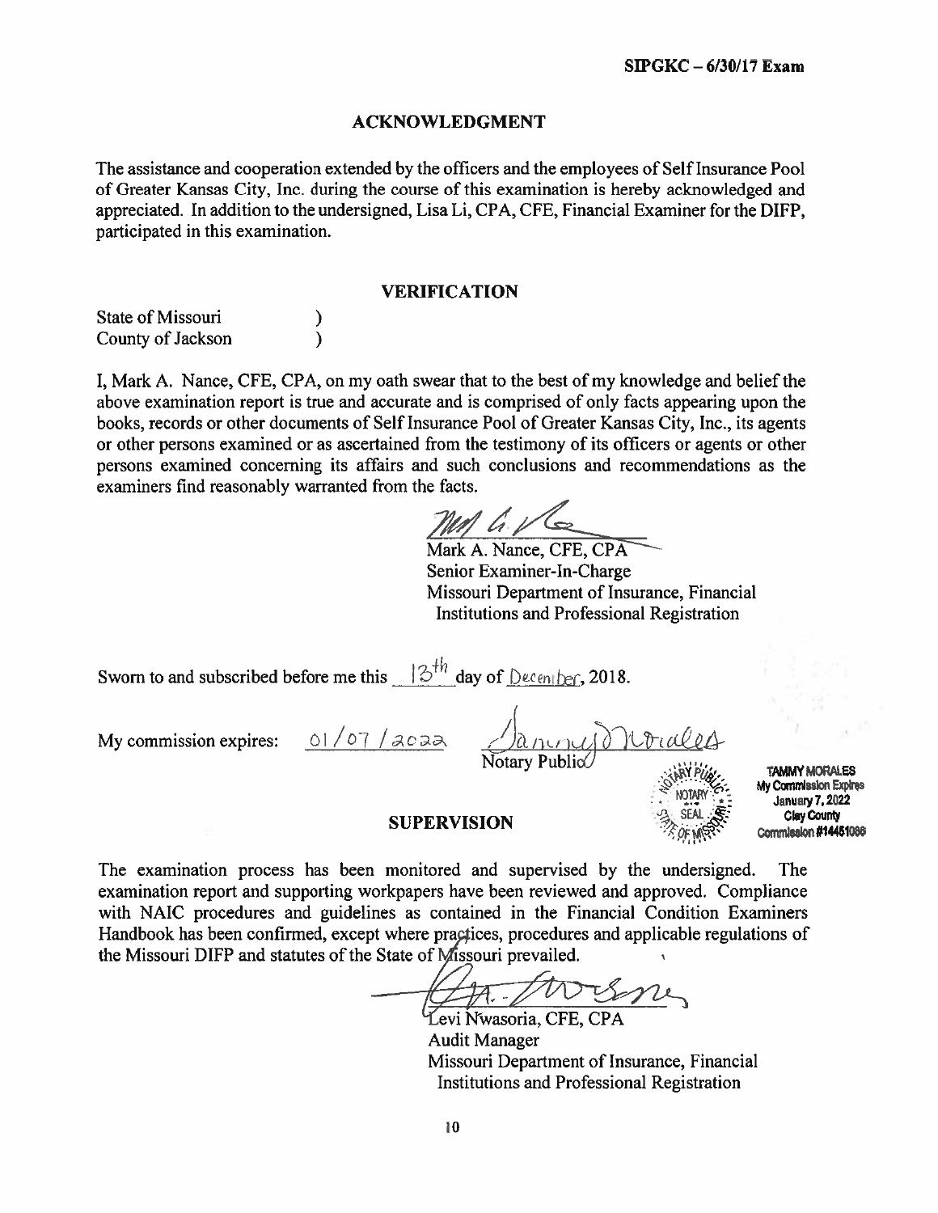## ACKNOWLEDGMENT

The assistance and cooperation extended by the officers and the employees of Self Insurance Pool of Greater Kansas City, Inc. during the course of this examination is hereby acknowledged and appreciated. In addition to the undersigned, Lisa Li, CPA, CFE, Financial Examiner for the DIFP, participated in this examination.

## VERIFICATION

State of Missouri )
County of Jackson )

I, Mark A. Nance, CFE, CPA, on my oath swear that to the best of my knowledge and belief the above examination report is true and accurate and is comprised of only facts appearing upon the books, records or other documents of Self Insurance Pool of Greater Kansas City, Inc., its agents or other persons examined or as ascertained from the testimony of its officers or agents or other persons examined concerning its affairs and such conclusions and recommendations as the examiners find reasonably warranted from the facts.

Mark A. Nance, CFE, CPA
Senior Examiner-In-Charge
Missouri Department of Insurance, Financial Institutions and Professional Registration

Sworn to and subscribed before me this 13th day of December, 2018.

My commission expires: 01/07/2022

Notary Public

TAMMY MORALES
My Commission Expires
January 7, 2022
Clay County
Commission #14451086

## SUPERVISION

The examination process has been monitored and supervised by the undersigned. The examination report and supporting workpapers have been reviewed and approved. Compliance with NAIC procedures and guidelines as contained in the Financial Condition Examiners Handbook has been confirmed, except where practices, procedures and applicable regulations of the Missouri DIFP and statutes of the State of Missouri prevailed.

Levi Nwasoria, CFE, CPA
Audit Manager
Missouri Department of Insurance, Financial Institutions and Professional Registration